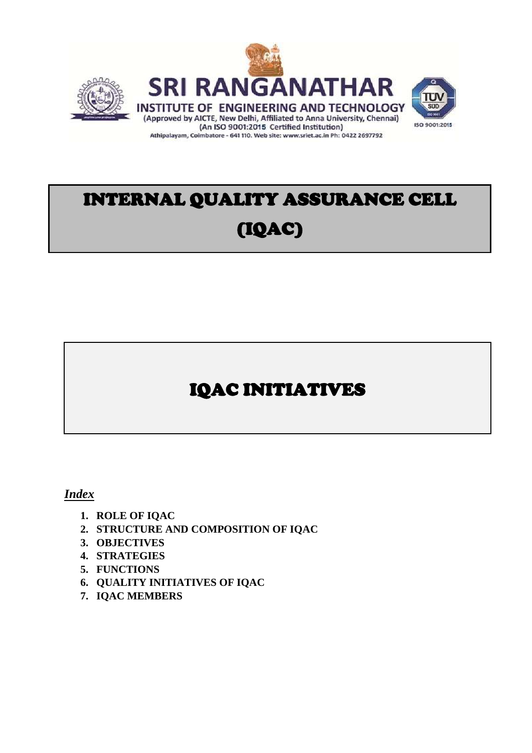# SRI RANGANATHAR

INSTITUTE OF ENGINEERING AND TECHNOLOGY

(Approved by AICTE, New Delhi, Affiliated to Anna University, Chennai)

(An ISO 9001:2015 Certified Institution)

Athipalayam, Coimbatore - 641 110. Web site: www.sriet.ac.in Ph: 0422 2697792

# INTERNAL QUALITY ASSURANCE CELL (IQAC)

## IQAC INITIATIVES

***Index***

1. **ROLE OF IQAC**
2. **STRUCTURE AND COMPOSITION OF IQAC**
3. **OBJECTIVES**
4. **STRATEGIES**
5. **FUNCTIONS**
6. **QUALITY INITIATIVES OF IQAC**
7. **IQAC MEMBERS**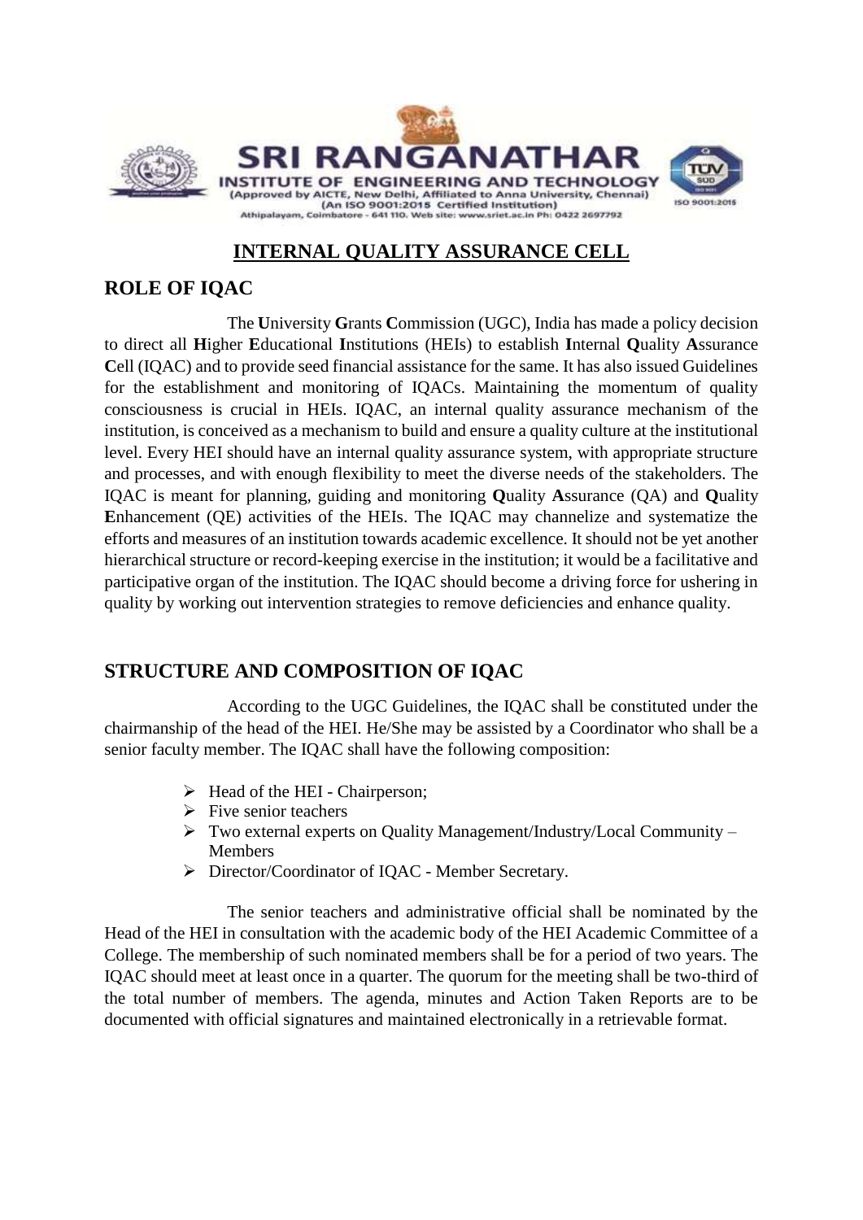# SRI RANGANATHAR INSTITUTE OF ENGINEERING AND TECHNOLOGY

(Approved by AICTE, New Delhi, Affiliated to Anna University, Chennai)
(An ISO 9001:2015 Certified Institution)
Athipalayam, Coimbatore - 641 110. Web site: www.sriet.ac.in Ph: 0422 2697792

## INTERNAL QUALITY ASSURANCE CELL

## ROLE OF IQAC

The **U**niversity **G**rants **C**ommission (UGC), India has made a policy decision to direct all **H**igher **E**ducational **I**nstitutions (HEIs) to establish **I**nternal **Q**uality **A**ssurance **C**ell (IQAC) and to provide seed financial assistance for the same. It has also issued Guidelines for the establishment and monitoring of IQACs. Maintaining the momentum of quality consciousness is crucial in HEIs. IQAC, an internal quality assurance mechanism of the institution, is conceived as a mechanism to build and ensure a quality culture at the institutional level. Every HEI should have an internal quality assurance system, with appropriate structure and processes, and with enough flexibility to meet the diverse needs of the stakeholders. The IQAC is meant for planning, guiding and monitoring **Q**uality **A**ssurance (QA) and **Q**uality **E**nhancement (QE) activities of the HEIs. The IQAC may channelize and systematize the efforts and measures of an institution towards academic excellence. It should not be yet another hierarchical structure or record-keeping exercise in the institution; it would be a facilitative and participative organ of the institution. The IQAC should become a driving force for ushering in quality by working out intervention strategies to remove deficiencies and enhance quality.

## STRUCTURE AND COMPOSITION OF IQAC

According to the UGC Guidelines, the IQAC shall be constituted under the chairmanship of the head of the HEI. He/She may be assisted by a Coordinator who shall be a senior faculty member. The IQAC shall have the following composition:

- Head of the HEI - Chairperson;
- Five senior teachers
- Two external experts on Quality Management/Industry/Local Community – Members
- Director/Coordinator of IQAC - Member Secretary.

The senior teachers and administrative official shall be nominated by the Head of the HEI in consultation with the academic body of the HEI Academic Committee of a College. The membership of such nominated members shall be for a period of two years. The IQAC should meet at least once in a quarter. The quorum for the meeting shall be two-third of the total number of members. The agenda, minutes and Action Taken Reports are to be documented with official signatures and maintained electronically in a retrievable format.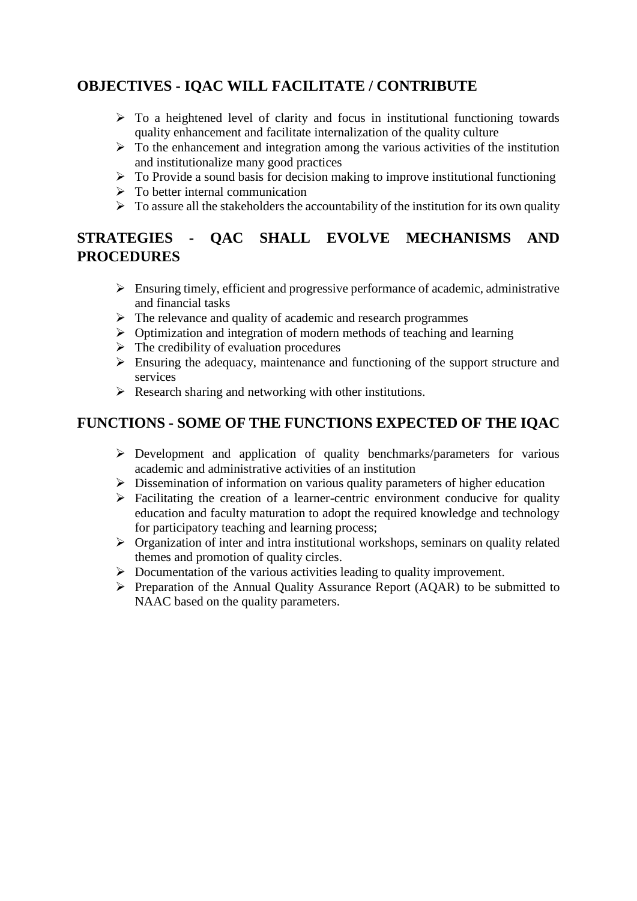## OBJECTIVES - IQAC WILL FACILITATE / CONTRIBUTE

- To a heightened level of clarity and focus in institutional functioning towards quality enhancement and facilitate internalization of the quality culture
- To the enhancement and integration among the various activities of the institution and institutionalize many good practices
- To Provide a sound basis for decision making to improve institutional functioning
- To better internal communication
- To assure all the stakeholders the accountability of the institution for its own quality

## STRATEGIES - QAC SHALL EVOLVE MECHANISMS AND PROCEDURES

- Ensuring timely, efficient and progressive performance of academic, administrative and financial tasks
- The relevance and quality of academic and research programmes
- Optimization and integration of modern methods of teaching and learning
- The credibility of evaluation procedures
- Ensuring the adequacy, maintenance and functioning of the support structure and services
- Research sharing and networking with other institutions.

## FUNCTIONS - SOME OF THE FUNCTIONS EXPECTED OF THE IQAC

- Development and application of quality benchmarks/parameters for various academic and administrative activities of an institution
- Dissemination of information on various quality parameters of higher education
- Facilitating the creation of a learner-centric environment conducive for quality education and faculty maturation to adopt the required knowledge and technology for participatory teaching and learning process;
- Organization of inter and intra institutional workshops, seminars on quality related themes and promotion of quality circles.
- Documentation of the various activities leading to quality improvement.
- Preparation of the Annual Quality Assurance Report (AQAR) to be submitted to NAAC based on the quality parameters.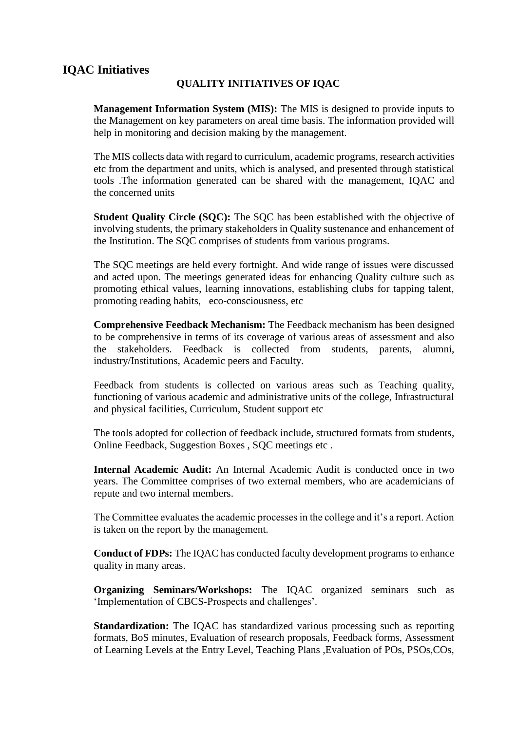## IQAC Initiatives

### QUALITY INITIATIVES OF IQAC

**Management Information System (MIS):** The MIS is designed to provide inputs to the Management on key parameters on areal time basis. The information provided will help in monitoring and decision making by the management.

The MIS collects data with regard to curriculum, academic programs, research activities etc from the department and units, which is analysed, and presented through statistical tools .The information generated can be shared with the management, IQAC and the concerned units

**Student Quality Circle (SQC):** The SQC has been established with the objective of involving students, the primary stakeholders in Quality sustenance and enhancement of the Institution. The SQC comprises of students from various programs.

The SQC meetings are held every fortnight. And wide range of issues were discussed and acted upon. The meetings generated ideas for enhancing Quality culture such as promoting ethical values, learning innovations, establishing clubs for tapping talent, promoting reading habits, eco-consciousness, etc

**Comprehensive Feedback Mechanism:** The Feedback mechanism has been designed to be comprehensive in terms of its coverage of various areas of assessment and also the stakeholders. Feedback is collected from students, parents, alumni, industry/Institutions, Academic peers and Faculty.

Feedback from students is collected on various areas such as Teaching quality, functioning of various academic and administrative units of the college, Infrastructural and physical facilities, Curriculum, Student support etc

The tools adopted for collection of feedback include, structured formats from students, Online Feedback, Suggestion Boxes , SQC meetings etc .

**Internal Academic Audit:** An Internal Academic Audit is conducted once in two years. The Committee comprises of two external members, who are academicians of repute and two internal members.

The Committee evaluates the academic processes in the college and it's a report. Action is taken on the report by the management.

**Conduct of FDPs:** The IQAC has conducted faculty development programs to enhance quality in many areas.

**Organizing Seminars/Workshops:** The IQAC organized seminars such as 'Implementation of CBCS-Prospects and challenges'.

**Standardization:** The IQAC has standardized various processing such as reporting formats, BoS minutes, Evaluation of research proposals, Feedback forms, Assessment of Learning Levels at the Entry Level, Teaching Plans ,Evaluation of POs, PSOs,COs,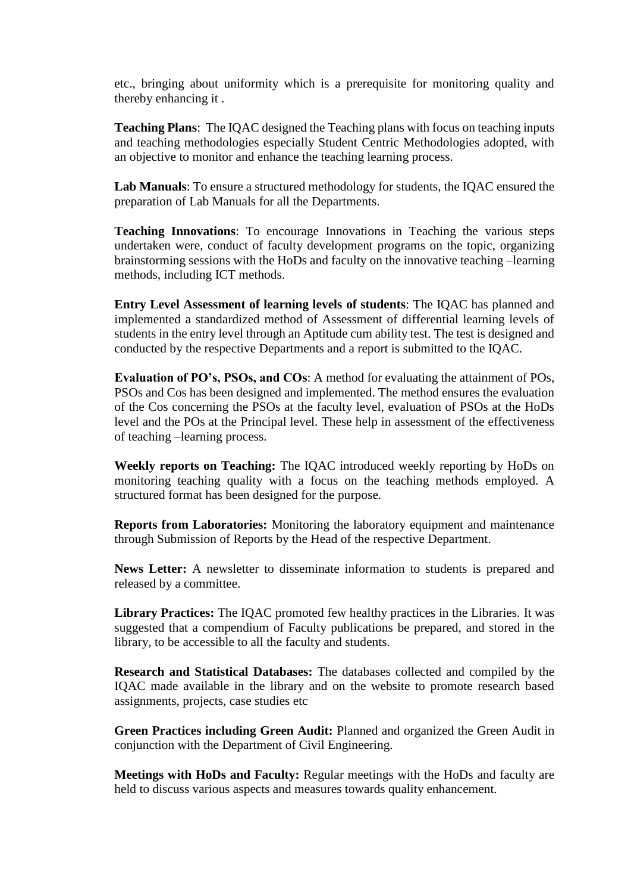etc., bringing about uniformity which is a prerequisite for monitoring quality and thereby enhancing it .

**Teaching Plans**: The IQAC designed the Teaching plans with focus on teaching inputs and teaching methodologies especially Student Centric Methodologies adopted, with an objective to monitor and enhance the teaching learning process.

**Lab Manuals**: To ensure a structured methodology for students, the IQAC ensured the preparation of Lab Manuals for all the Departments.

**Teaching Innovations**: To encourage Innovations in Teaching the various steps undertaken were, conduct of faculty development programs on the topic, organizing brainstorming sessions with the HoDs and faculty on the innovative teaching –learning methods, including ICT methods.

**Entry Level Assessment of learning levels of students**: The IQAC has planned and implemented a standardized method of Assessment of differential learning levels of students in the entry level through an Aptitude cum ability test. The test is designed and conducted by the respective Departments and a report is submitted to the IQAC.

**Evaluation of PO's, PSOs, and COs**: A method for evaluating the attainment of POs, PSOs and Cos has been designed and implemented. The method ensures the evaluation of the Cos concerning the PSOs at the faculty level, evaluation of PSOs at the HoDs level and the POs at the Principal level. These help in assessment of the effectiveness of teaching –learning process.

**Weekly reports on Teaching:** The IQAC introduced weekly reporting by HoDs on monitoring teaching quality with a focus on the teaching methods employed. A structured format has been designed for the purpose.

**Reports from Laboratories:** Monitoring the laboratory equipment and maintenance through Submission of Reports by the Head of the respective Department.

**News Letter:** A newsletter to disseminate information to students is prepared and released by a committee.

**Library Practices:** The IQAC promoted few healthy practices in the Libraries. It was suggested that a compendium of Faculty publications be prepared, and stored in the library, to be accessible to all the faculty and students.

**Research and Statistical Databases:** The databases collected and compiled by the IQAC made available in the library and on the website to promote research based assignments, projects, case studies etc

**Green Practices including Green Audit:** Planned and organized the Green Audit in conjunction with the Department of Civil Engineering.

**Meetings with HoDs and Faculty:** Regular meetings with the HoDs and faculty are held to discuss various aspects and measures towards quality enhancement.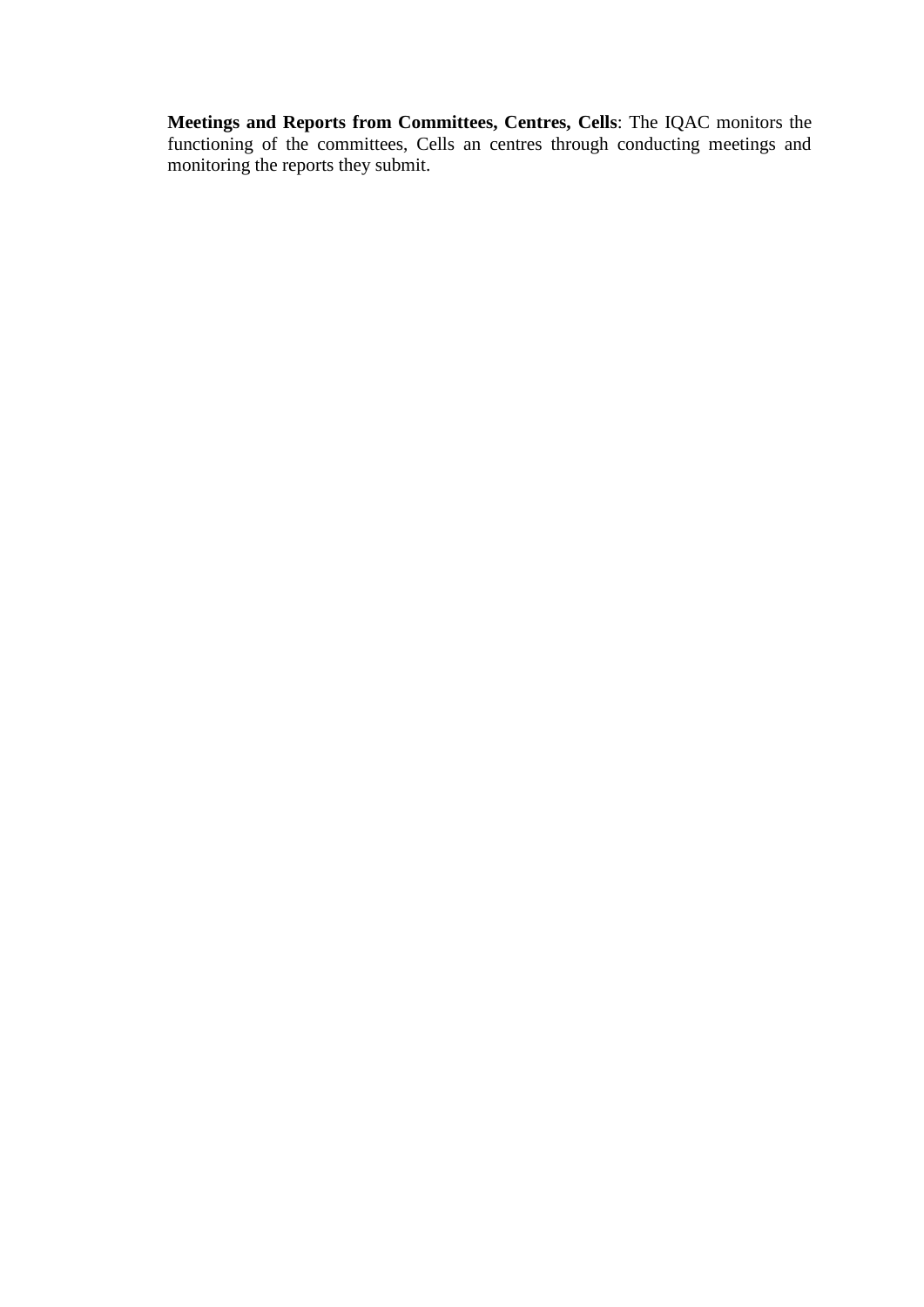**Meetings and Reports from Committees, Centres, Cells**: The IQAC monitors the functioning of the committees, Cells an centres through conducting meetings and monitoring the reports they submit.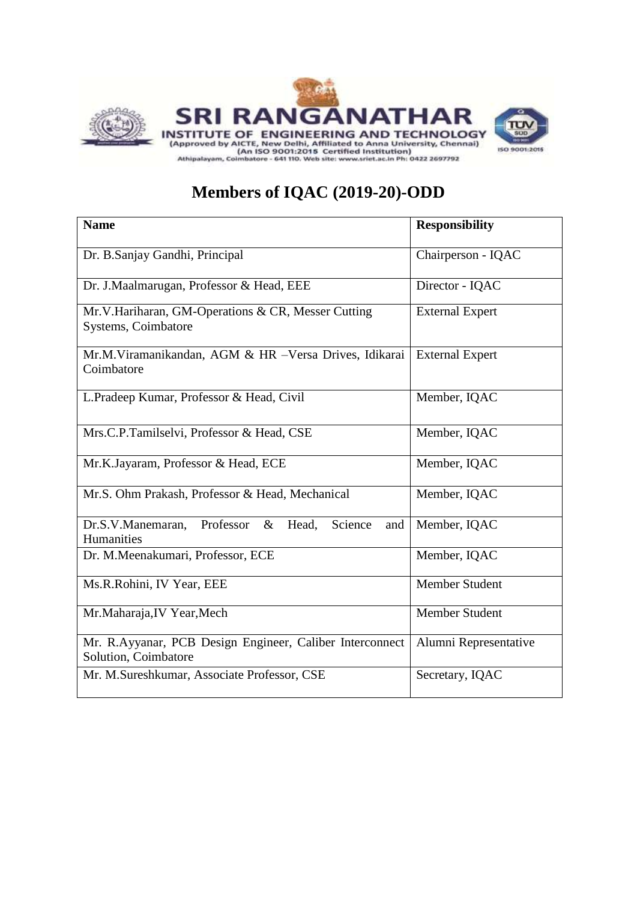SRI RANGANATHAR
INSTITUTE OF ENGINEERING AND TECHNOLOGY
(Approved by AICTE, New Delhi, Affiliated to Anna University, Chennai)
(An ISO 9001:2015 Certified Institution)
Athipalayam, Coimbatore - 641 110. Web site: www.sriet.ac.in Ph: 0422 2697792

# Members of IQAC (2019-20)-ODD

| Name | Responsibility |
|---|---|
| Dr. B.Sanjay Gandhi, Principal | Chairperson - IQAC |
| Dr. J.Maalmarugan, Professor & Head, EEE | Director - IQAC |
| Mr.V.Hariharan, GM-Operations & CR, Messer Cutting Systems, Coimbatore | External Expert |
| Mr.M.Viramanikandan, AGM & HR –Versa Drives, Idikarai Coimbatore | External Expert |
| L.Pradeep Kumar, Professor & Head, Civil | Member, IQAC |
| Mrs.C.P.Tamilselvi, Professor & Head, CSE | Member, IQAC |
| Mr.K.Jayaram, Professor & Head, ECE | Member, IQAC |
| Mr.S. Ohm Prakash, Professor & Head, Mechanical | Member, IQAC |
| Dr.S.V.Manemaran, Professor & Head, Science and Humanities | Member, IQAC |
| Dr. M.Meenakumari, Professor, ECE | Member, IQAC |
| Ms.R.Rohini, IV Year, EEE | Member Student |
| Mr.Maharaja,IV Year,Mech | Member Student |
| Mr. R.Ayyanar, PCB Design Engineer, Caliber Interconnect Solution, Coimbatore | Alumni Representative |
| Mr. M.Sureshkumar, Associate Professor, CSE | Secretary, IQAC |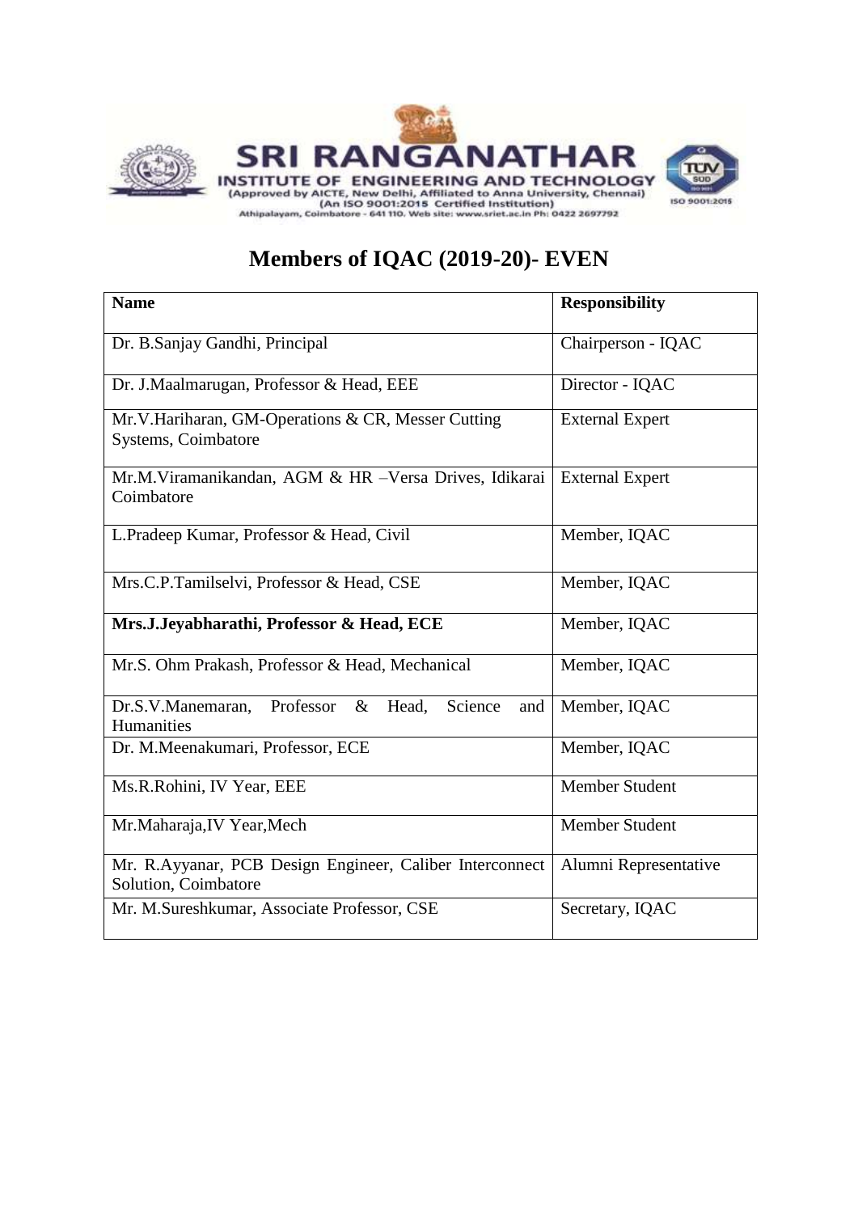SRI RANGANATHAR
INSTITUTE OF ENGINEERING AND TECHNOLOGY
(Approved by AICTE, New Delhi, Affiliated to Anna University, Chennai)
(An ISO 9001:2015 Certified Institution)
Athipalayam, Coimbatore - 641 110. Web site: www.sriet.ac.in Ph: 0422 2697792

# Members of IQAC (2019-20)- EVEN

| Name | Responsibility |
|---|---|
| Dr. B.Sanjay Gandhi, Principal | Chairperson - IQAC |
| Dr. J.Maalmarugan, Professor & Head, EEE | Director - IQAC |
| Mr.V.Hariharan, GM-Operations & CR, Messer Cutting Systems, Coimbatore | External Expert |
| Mr.M.Viramanikandan, AGM & HR –Versa Drives, Idikarai Coimbatore | External Expert |
| L.Pradeep Kumar, Professor & Head, Civil | Member, IQAC |
| Mrs.C.P.Tamilselvi, Professor & Head, CSE | Member, IQAC |
| **Mrs.J.Jeyabharathi, Professor & Head, ECE** | Member, IQAC |
| Mr.S. Ohm Prakash, Professor & Head, Mechanical | Member, IQAC |
| Dr.S.V.Manemaran, Professor & Head, Science and Humanities | Member, IQAC |
| Dr. M.Meenakumari, Professor, ECE | Member, IQAC |
| Ms.R.Rohini, IV Year, EEE | Member Student |
| Mr.Maharaja,IV Year,Mech | Member Student |
| Mr. R.Ayyanar, PCB Design Engineer, Caliber Interconnect Solution, Coimbatore | Alumni Representative |
| Mr. M.Sureshkumar, Associate Professor, CSE | Secretary, IQAC |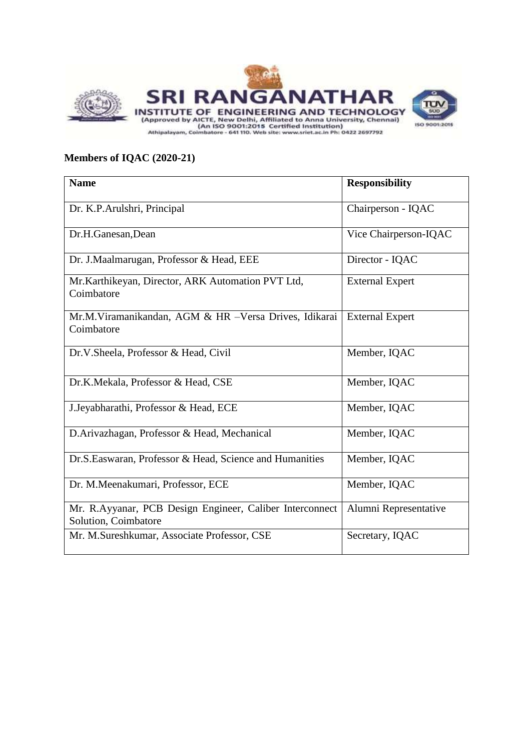SRI RANGANATHAR
INSTITUTE OF ENGINEERING AND TECHNOLOGY
(Approved by AICTE, New Delhi, Affiliated to Anna University, Chennai)
(An ISO 9001:2015 Certified Institution)
Athipalayam, Coimbatore - 641 110. Web site: www.sriet.ac.in Ph: 0422 2697792

**Members of IQAC (2020-21)**

| Name | Responsibility |
|---|---|
| Dr. K.P.Arulshri, Principal | Chairperson - IQAC |
| Dr.H.Ganesan,Dean | Vice Chairperson-IQAC |
| Dr. J.Maalmarugan, Professor & Head, EEE | Director - IQAC |
| Mr.Karthikeyan, Director, ARK Automation PVT Ltd, Coimbatore | External Expert |
| Mr.M.Viramanikandan, AGM & HR –Versa Drives, Idikarai Coimbatore | External Expert |
| Dr.V.Sheela, Professor & Head, Civil | Member, IQAC |
| Dr.K.Mekala, Professor & Head, CSE | Member, IQAC |
| J.Jeyabharathi, Professor & Head, ECE | Member, IQAC |
| D.Arivazhagan, Professor & Head, Mechanical | Member, IQAC |
| Dr.S.Easwaran, Professor & Head, Science and Humanities | Member, IQAC |
| Dr. M.Meenakumari, Professor, ECE | Member, IQAC |
| Mr. R.Ayyanar, PCB Design Engineer, Caliber Interconnect Solution, Coimbatore | Alumni Representative |
| Mr. M.Sureshkumar, Associate Professor, CSE | Secretary, IQAC |